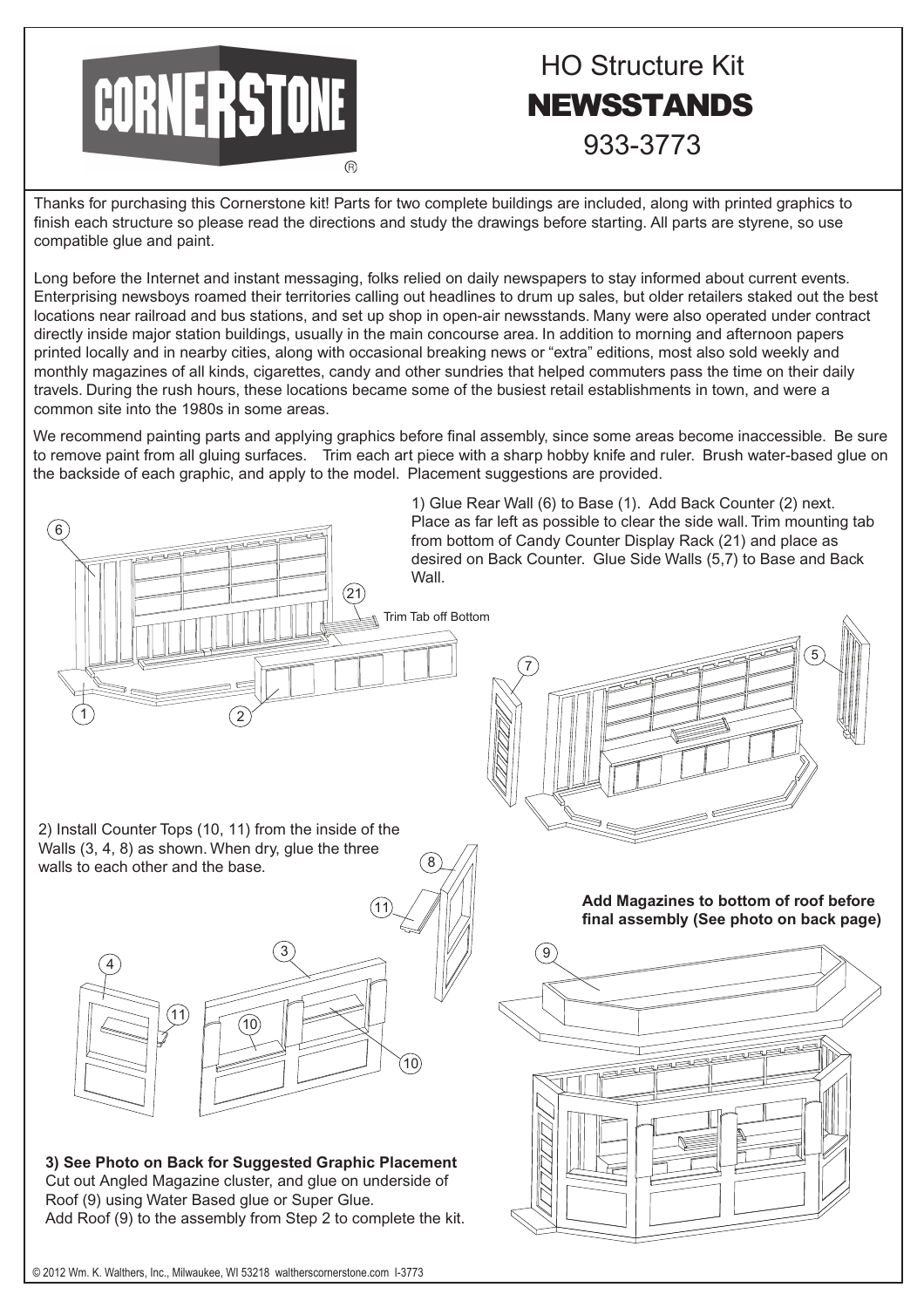# CORNERSTONE®

## HO Structure Kit
## NEWSSTANDS
## 933-3773

Thanks for purchasing this Cornerstone kit! Parts for two complete buildings are included, along with printed graphics to finish each structure so please read the directions and study the drawings before starting. All parts are styrene, so use compatible glue and paint.

Long before the Internet and instant messaging, folks relied on daily newspapers to stay informed about current events. Enterprising newsboys roamed their territories calling out headlines to drum up sales, but older retailers staked out the best locations near railroad and bus stations, and set up shop in open-air newsstands. Many were also operated under contract directly inside major station buildings, usually in the main concourse area. In addition to morning and afternoon papers printed locally and in nearby cities, along with occasional breaking news or "extra" editions, most also sold weekly and monthly magazines of all kinds, cigarettes, candy and other sundries that helped commuters pass the time on their daily travels. During the rush hours, these locations became some of the busiest retail establishments in town, and were a common site into the 1980s in some areas.

We recommend painting parts and applying graphics before final assembly, since some areas become inaccessible. Be sure to remove paint from all gluing surfaces. Trim each art piece with a sharp hobby knife and ruler. Brush water-based glue on the backside of each graphic, and apply to the model. Placement suggestions are provided.

1) Glue Rear Wall (6) to Base (1). Add Back Counter (2) next. Place as far left as possible to clear the side wall. Trim mounting tab from bottom of Candy Counter Display Rack (21) and place as desired on Back Counter. Glue Side Walls (5,7) to Base and Back Wall.

Trim Tab off Bottom

2) Install Counter Tops (10, 11) from the inside of the Walls (3, 4, 8) as shown. When dry, glue the three walls to each other and the base.

**Add Magazines to bottom of roof before final assembly (See photo on back page)**

**3) See Photo on Back for Suggested Graphic Placement**
Cut out Angled Magazine cluster, and glue on underside of Roof (9) using Water Based glue or Super Glue.
Add Roof (9) to the assembly from Step 2 to complete the kit.

© 2012 Wm. K. Walthers, Inc., Milwaukee, WI 53218 waltherscornerstone.com I-3773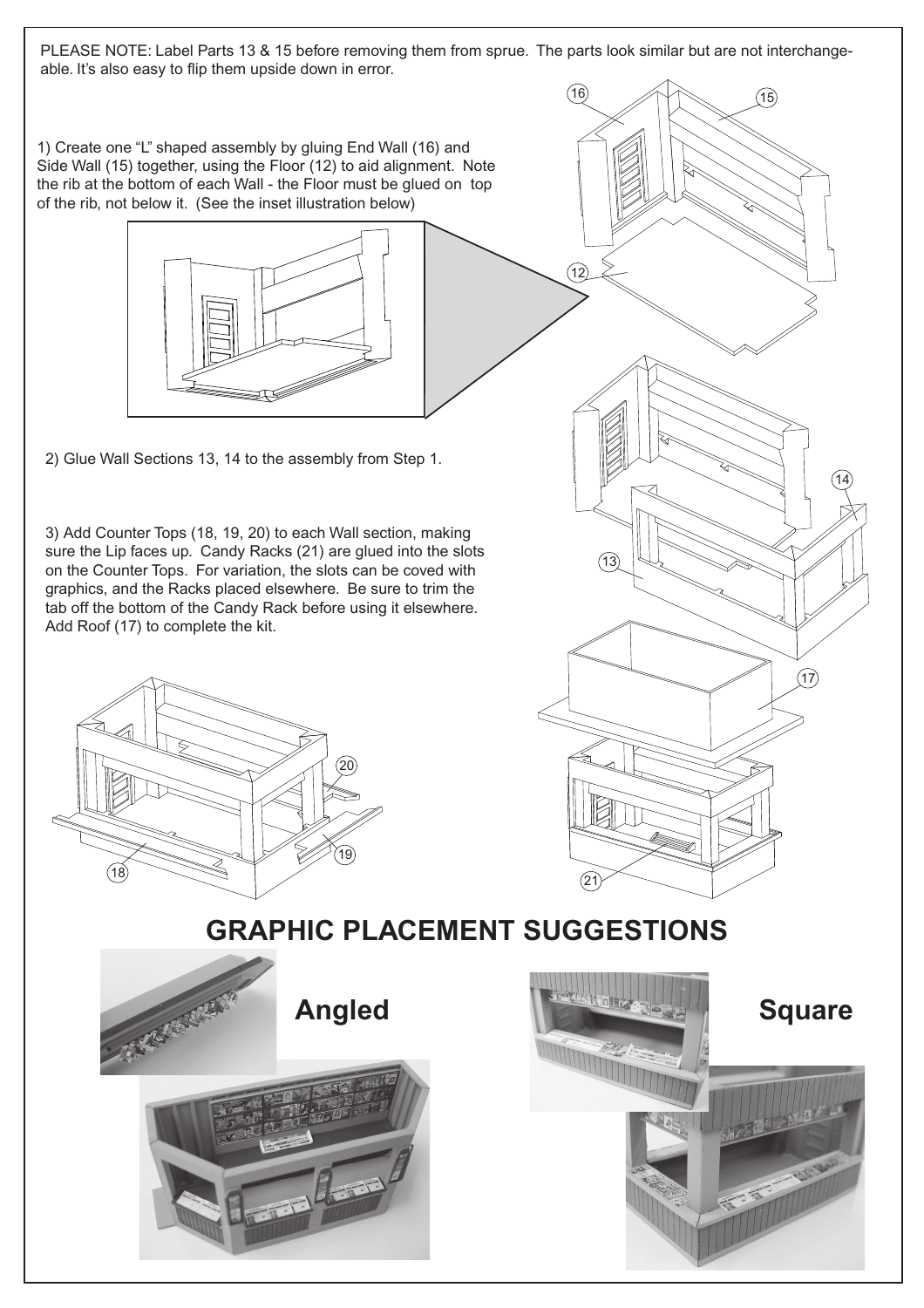PLEASE NOTE: Label Parts 13 & 15 before removing them from sprue. The parts look similar but are not interchangeable. It's also easy to flip them upside down in error.

1) Create one "L" shaped assembly by gluing End Wall (16) and Side Wall (15) together, using the Floor (12) to aid alignment. Note the rib at the bottom of each Wall - the Floor must be glued on top of the rib, not below it. (See the inset illustration below)

16

15

12

2) Glue Wall Sections 13, 14 to the assembly from Step 1.

14

13

3) Add Counter Tops (18, 19, 20) to each Wall section, making sure the Lip faces up. Candy Racks (21) are glued into the slots on the Counter Tops. For variation, the slots can be coved with graphics, and the Racks placed elsewhere. Be sure to trim the tab off the bottom of the Candy Rack before using it elsewhere. Add Roof (17) to complete the kit.

20

19

18

17

21

## GRAPHIC PLACEMENT SUGGESTIONS

**Angled**

**Square**